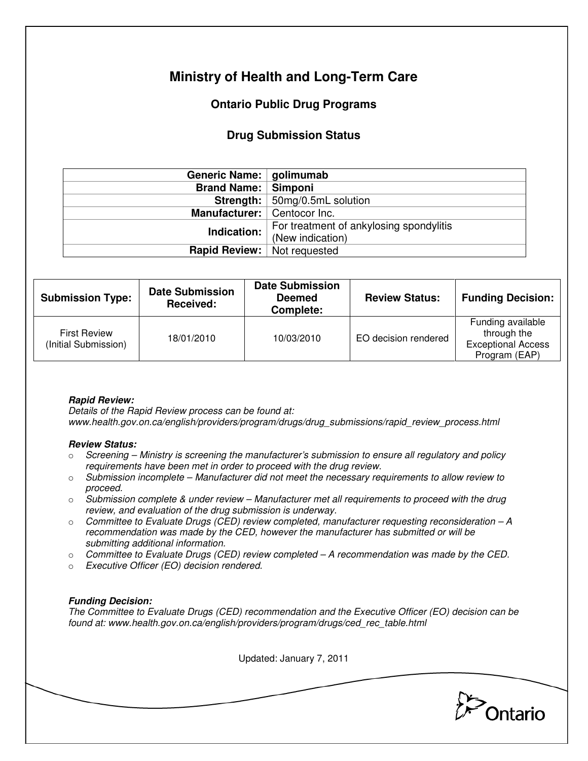# Ministry of Health and Long-Term Care

## Ontario Public Drug Programs

### Drug Submission Status

| | |
|---|---|
| **Generic Name:** | **golimumab** |
| **Brand Name:** | **Simponi** |
| **Strength:** | 50mg/0.5mL solution |
| **Manufacturer:** | Centocor Inc. |
| **Indication:** | For treatment of ankylosing spondylitis (New indication) |
| **Rapid Review:** | Not requested |

| Submission Type: | Date Submission Received: | Date Submission Deemed Complete: | Review Status: | Funding Decision: |
|---|---|---|---|---|
| First Review (Initial Submission) | 18/01/2010 | 10/03/2010 | EO decision rendered | Funding available through the Exceptional Access Program (EAP) |

***Rapid Review:***
*Details of the Rapid Review process can be found at: www.health.gov.on.ca/english/providers/program/drugs/drug_submissions/rapid_review_process.html*

***Review Status:***

- *Screening – Ministry is screening the manufacturer's submission to ensure all regulatory and policy requirements have been met in order to proceed with the drug review.*
- *Submission incomplete – Manufacturer did not meet the necessary requirements to allow review to proceed.*
- *Submission complete & under review – Manufacturer met all requirements to proceed with the drug review, and evaluation of the drug submission is underway.*
- *Committee to Evaluate Drugs (CED) review completed, manufacturer requesting reconsideration – A recommendation was made by the CED, however the manufacturer has submitted or will be submitting additional information.*
- *Committee to Evaluate Drugs (CED) review completed – A recommendation was made by the CED.*
- *Executive Officer (EO) decision rendered.*

***Funding Decision:***
*The Committee to Evaluate Drugs (CED) recommendation and the Executive Officer (EO) decision can be found at: www.health.gov.on.ca/english/providers/program/drugs/ced_rec_table.html*

Updated: January 7, 2011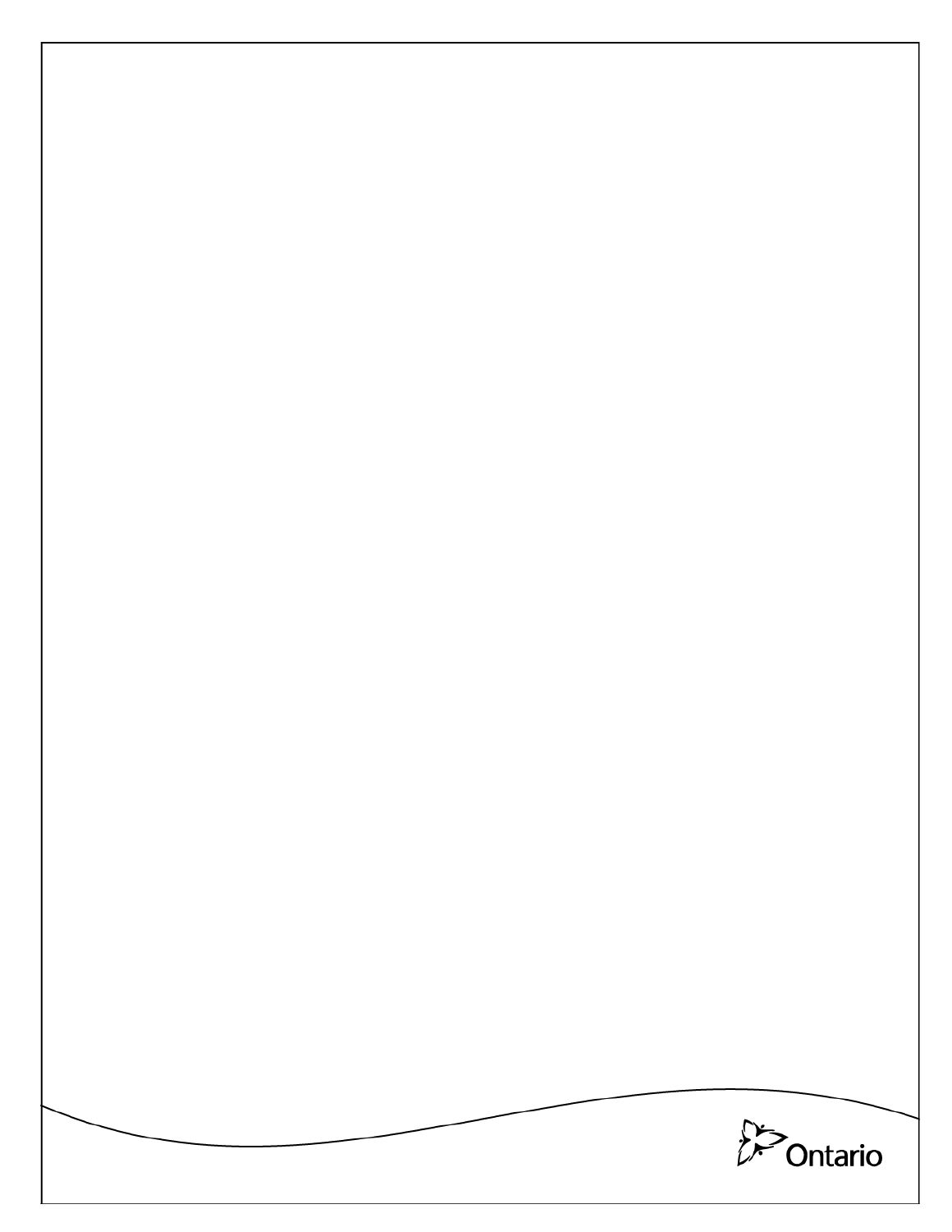Ontario